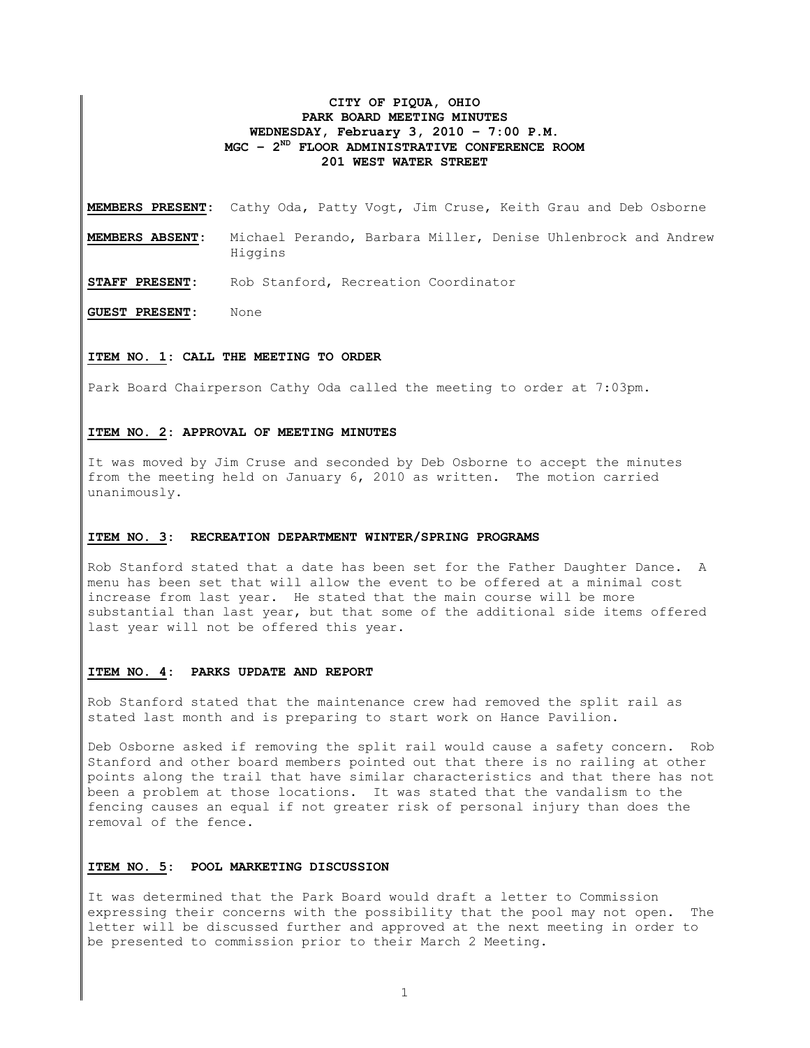**CITY OF PIQUA, OHIO**
**PARK BOARD MEETING MINUTES**
**WEDNESDAY, February 3, 2010 – 7:00 P.M.**
**MGC – 2ND FLOOR ADMINISTRATIVE CONFERENCE ROOM**
**201 WEST WATER STREET**

**MEMBERS PRESENT**: Cathy Oda, Patty Vogt, Jim Cruse, Keith Grau and Deb Osborne

**MEMBERS ABSENT**: Michael Perando, Barbara Miller, Denise Uhlenbrock and Andrew Higgins

**STAFF PRESENT**: Rob Stanford, Recreation Coordinator

**GUEST PRESENT**: None

### ITEM NO. 1: CALL THE MEETING TO ORDER

Park Board Chairperson Cathy Oda called the meeting to order at 7:03pm.

### ITEM NO. 2: APPROVAL OF MEETING MINUTES

It was moved by Jim Cruse and seconded by Deb Osborne to accept the minutes from the meeting held on January 6, 2010 as written. The motion carried unanimously.

### ITEM NO. 3: RECREATION DEPARTMENT WINTER/SPRING PROGRAMS

Rob Stanford stated that a date has been set for the Father Daughter Dance. A menu has been set that will allow the event to be offered at a minimal cost increase from last year. He stated that the main course will be more substantial than last year, but that some of the additional side items offered last year will not be offered this year.

### ITEM NO. 4: PARKS UPDATE AND REPORT

Rob Stanford stated that the maintenance crew had removed the split rail as stated last month and is preparing to start work on Hance Pavilion.

Deb Osborne asked if removing the split rail would cause a safety concern. Rob Stanford and other board members pointed out that there is no railing at other points along the trail that have similar characteristics and that there has not been a problem at those locations. It was stated that the vandalism to the fencing causes an equal if not greater risk of personal injury than does the removal of the fence.

### ITEM NO. 5: POOL MARKETING DISCUSSION

It was determined that the Park Board would draft a letter to Commission expressing their concerns with the possibility that the pool may not open. The letter will be discussed further and approved at the next meeting in order to be presented to commission prior to their March 2 Meeting.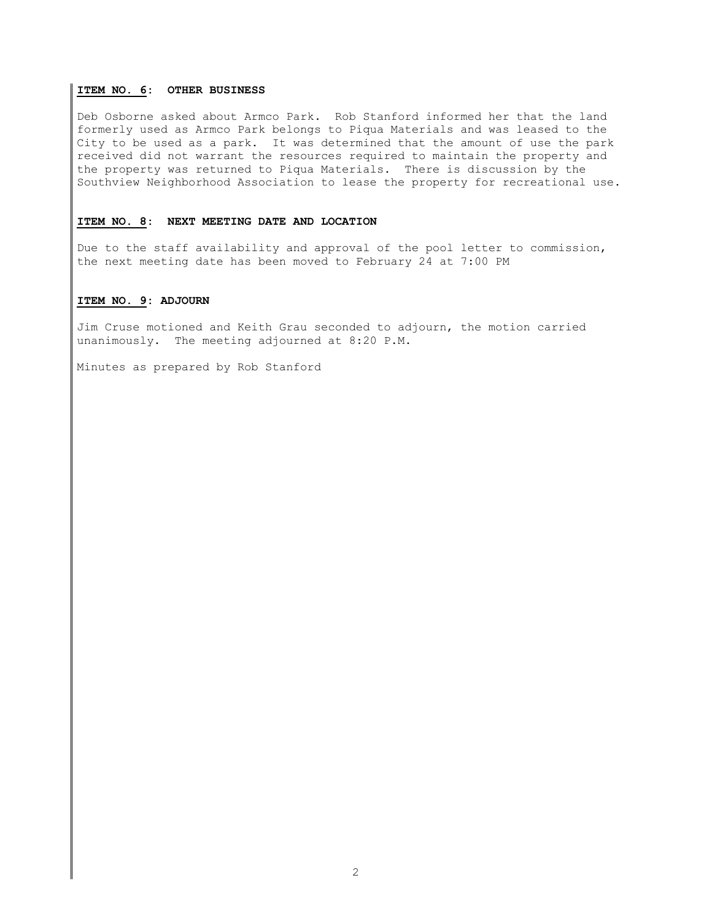**ITEM NO. 6: OTHER BUSINESS**

Deb Osborne asked about Armco Park. Rob Stanford informed her that the land formerly used as Armco Park belongs to Piqua Materials and was leased to the City to be used as a park. It was determined that the amount of use the park received did not warrant the resources required to maintain the property and the property was returned to Piqua Materials. There is discussion by the Southview Neighborhood Association to lease the property for recreational use.

**ITEM NO. 8: NEXT MEETING DATE AND LOCATION**

Due to the staff availability and approval of the pool letter to commission, the next meeting date has been moved to February 24 at 7:00 PM

**ITEM NO. 9: ADJOURN**

Jim Cruse motioned and Keith Grau seconded to adjourn, the motion carried unanimously. The meeting adjourned at 8:20 P.M.

Minutes as prepared by Rob Stanford